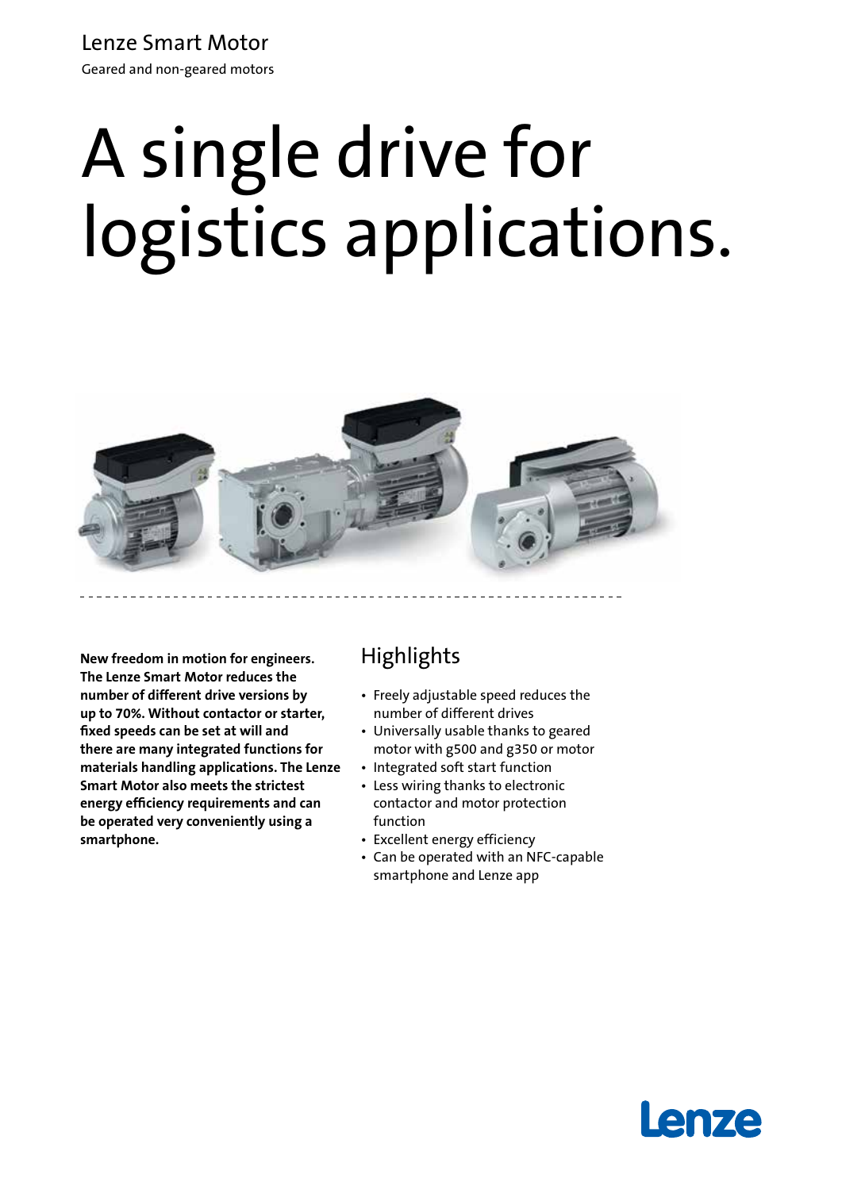Lenze Smart Motor

Geared and non-geared motors

# A single drive for logistics applications.

**New freedom in motion for engineers. The Lenze Smart Motor reduces the number of different drive versions by up to 70%. Without contactor or starter, fixed speeds can be set at will and there are many integrated functions for materials handling applications. The Lenze Smart Motor also meets the strictest energy efficiency requirements and can be operated very conveniently using a smartphone.**

## Highlights

- Freely adjustable speed reduces the number of different drives
- Universally usable thanks to geared motor with g500 and g350 or motor
- Integrated soft start function
- Less wiring thanks to electronic contactor and motor protection function
- Excellent energy efficiency
- Can be operated with an NFC-capable smartphone and Lenze app

Lenze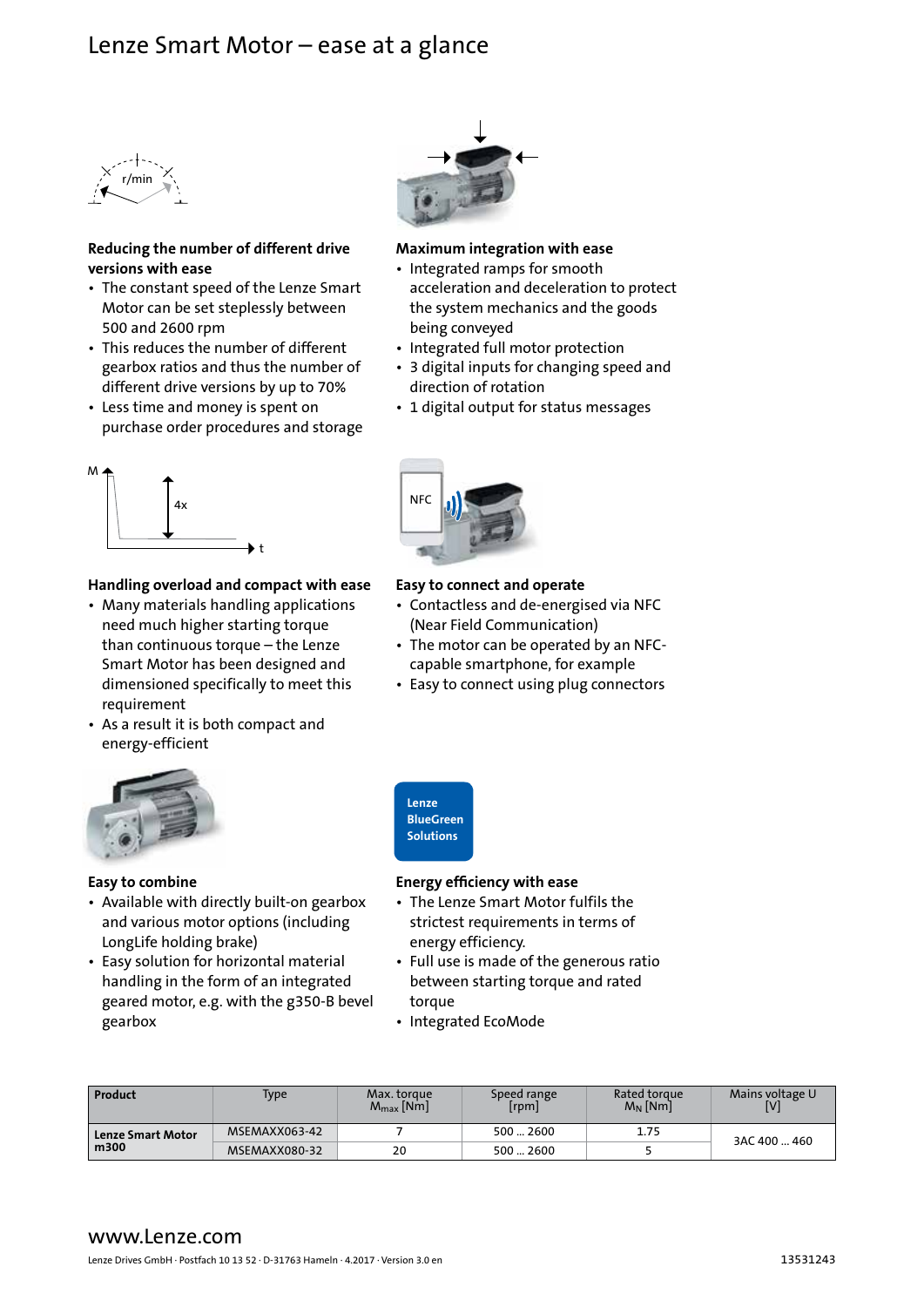# Lenze Smart Motor – ease at a glance

r/min

### Reducing the number of different drive versions with ease

- The constant speed of the Lenze Smart Motor can be set steplessly between 500 and 2600 rpm
- This reduces the number of different gearbox ratios and thus the number of different drive versions by up to 70%
- Less time and money is spent on purchase order procedures and storage

### Maximum integration with ease

- Integrated ramps for smooth acceleration and deceleration to protect the system mechanics and the goods being conveyed
- Integrated full motor protection
- 3 digital inputs for changing speed and direction of rotation
- 1 digital output for status messages

M

4x

t

### Handling overload and compact with ease

- Many materials handling applications need much higher starting torque than continuous torque – the Lenze Smart Motor has been designed and dimensioned specifically to meet this requirement
- As a result it is both compact and energy-efficient

NFC

### Easy to connect and operate

- Contactless and de-energised via NFC (Near Field Communication)
- The motor can be operated by an NFC-capable smartphone, for example
- Easy to connect using plug connectors

### Easy to combine

- Available with directly built-on gearbox and various motor options (including LongLife holding brake)
- Easy solution for horizontal material handling in the form of an integrated geared motor, e.g. with the g350-B bevel gearbox

Lenze BlueGreen Solutions

### Energy efficiency with ease

- The Lenze Smart Motor fulfils the strictest requirements in terms of energy efficiency.
- Full use is made of the generous ratio between starting torque and rated torque
- Integrated EcoMode

| Product | Type | Max. torque $M_{max}$ [Nm] | Speed range [rpm] | Rated torque $M_N$ [Nm] | Mains voltage U [V] |
|---|---|---|---|---|---|
| **Lenze Smart Motor m300** | MSEMAXX063-42 | 7 | 500 ... 2600 | 1.75 | 3AC 400 ... 460 |
| | MSEMAXX080-32 | 20 | 500 ... 2600 | 5 | |

www.Lenze.com

Lenze Drives GmbH · Postfach 10 13 52 · D-31763 Hameln · 4.2017 · Version 3.0 en

13531243